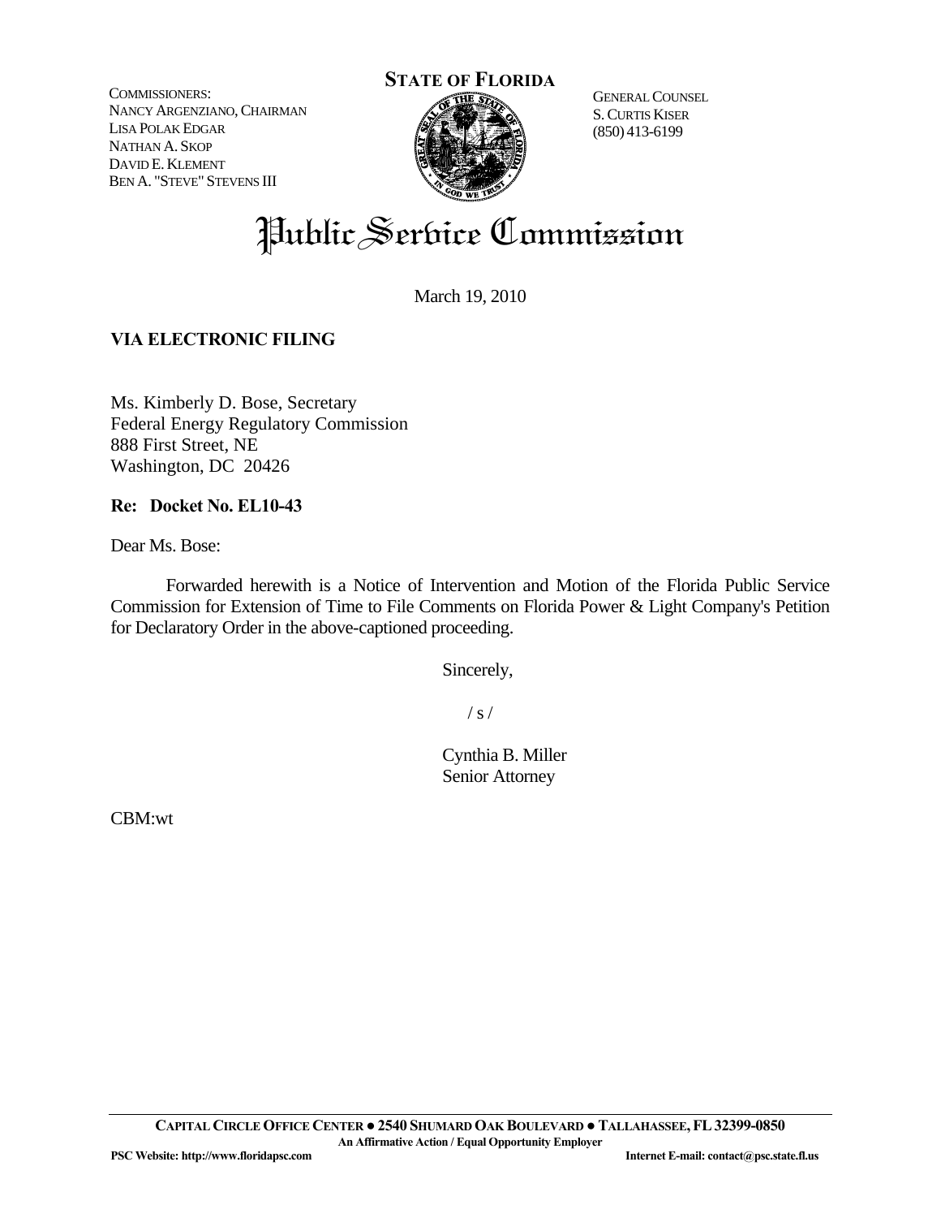COMMISSIONERS:
NANCY ARGENZIANO, CHAIRMAN
LISA POLAK EDGAR
NATHAN A. SKOP
DAVID E. KLEMENT
BEN A. "STEVE" STEVENS III

**STATE OF FLORIDA**

GENERAL COUNSEL
S. CURTIS KISER
(850) 413-6199

# Public Service Commission

March 19, 2010

**VIA ELECTRONIC FILING**

Ms. Kimberly D. Bose, Secretary
Federal Energy Regulatory Commission
888 First Street, NE
Washington, DC 20426

**Re: Docket No. EL10-43**

Dear Ms. Bose:

Forwarded herewith is a Notice of Intervention and Motion of the Florida Public Service Commission for Extension of Time to File Comments on Florida Power & Light Company's Petition for Declaratory Order in the above-captioned proceeding.

Sincerely,

/ s /

Cynthia B. Miller
Senior Attorney

CBM:wt

**CAPITAL CIRCLE OFFICE CENTER ● 2540 SHUMARD OAK BOULEVARD ● TALLAHASSEE, FL 32399-0850**
**An Affirmative Action / Equal Opportunity Employer**
**PSC Website: http://www.floridapsc.com** **Internet E-mail: contact@psc.state.fl.us**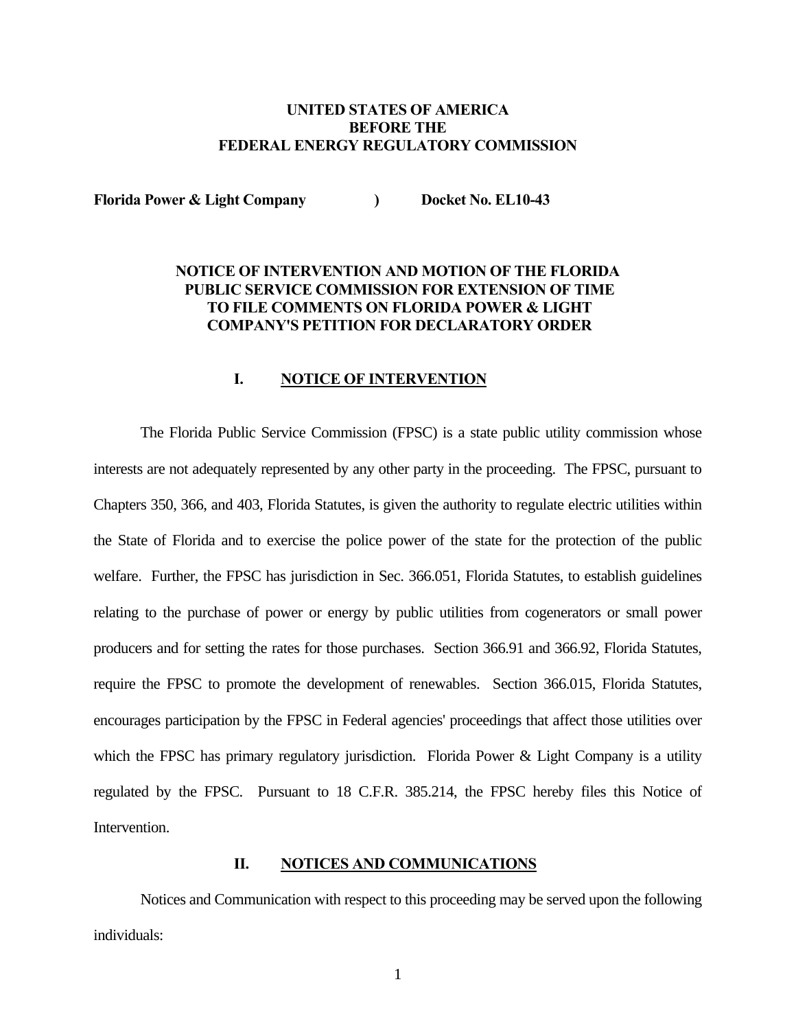**UNITED STATES OF AMERICA**
**BEFORE THE**
**FEDERAL ENERGY REGULATORY COMMISSION**

**Florida Power & Light Company ) Docket No. EL10-43**

# NOTICE OF INTERVENTION AND MOTION OF THE FLORIDA PUBLIC SERVICE COMMISSION FOR EXTENSION OF TIME TO FILE COMMENTS ON FLORIDA POWER & LIGHT COMPANY'S PETITION FOR DECLARATORY ORDER

## I. NOTICE OF INTERVENTION

The Florida Public Service Commission (FPSC) is a state public utility commission whose interests are not adequately represented by any other party in the proceeding. The FPSC, pursuant to Chapters 350, 366, and 403, Florida Statutes, is given the authority to regulate electric utilities within the State of Florida and to exercise the police power of the state for the protection of the public welfare. Further, the FPSC has jurisdiction in Sec. 366.051, Florida Statutes, to establish guidelines relating to the purchase of power or energy by public utilities from cogenerators or small power producers and for setting the rates for those purchases. Section 366.91 and 366.92, Florida Statutes, require the FPSC to promote the development of renewables. Section 366.015, Florida Statutes, encourages participation by the FPSC in Federal agencies' proceedings that affect those utilities over which the FPSC has primary regulatory jurisdiction. Florida Power & Light Company is a utility regulated by the FPSC. Pursuant to 18 C.F.R. 385.214, the FPSC hereby files this Notice of Intervention.

## II. NOTICES AND COMMUNICATIONS

Notices and Communication with respect to this proceeding may be served upon the following individuals: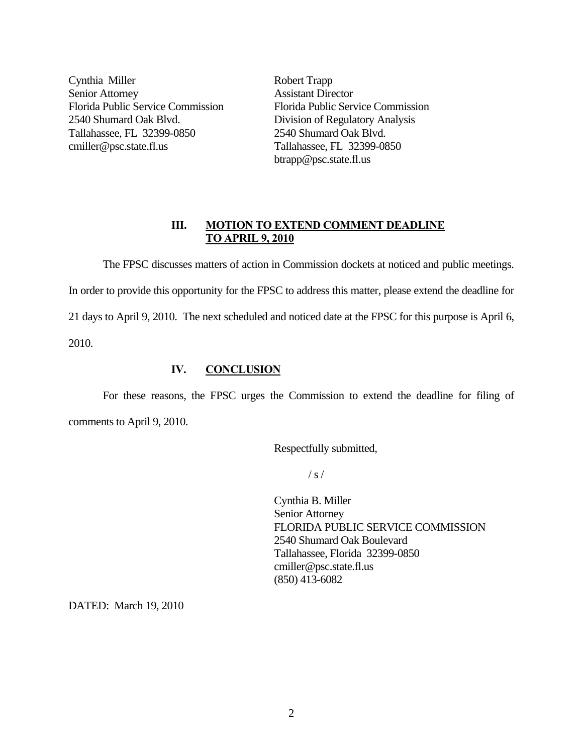Cynthia Miller
Senior Attorney
Florida Public Service Commission
2540 Shumard Oak Blvd.
Tallahassee, FL 32399-0850
cmiller@psc.state.fl.us

Robert Trapp
Assistant Director
Florida Public Service Commission
Division of Regulatory Analysis
2540 Shumard Oak Blvd.
Tallahassee, FL 32399-0850
btrapp@psc.state.fl.us

## III. MOTION TO EXTEND COMMENT DEADLINE TO APRIL 9, 2010

The FPSC discusses matters of action in Commission dockets at noticed and public meetings. In order to provide this opportunity for the FPSC to address this matter, please extend the deadline for 21 days to April 9, 2010. The next scheduled and noticed date at the FPSC for this purpose is April 6, 2010.

## IV. CONCLUSION

For these reasons, the FPSC urges the Commission to extend the deadline for filing of comments to April 9, 2010.

Respectfully submitted,

/ s /

Cynthia B. Miller
Senior Attorney
FLORIDA PUBLIC SERVICE COMMISSION
2540 Shumard Oak Boulevard
Tallahassee, Florida 32399-0850
cmiller@psc.state.fl.us
(850) 413-6082

DATED: March 19, 2010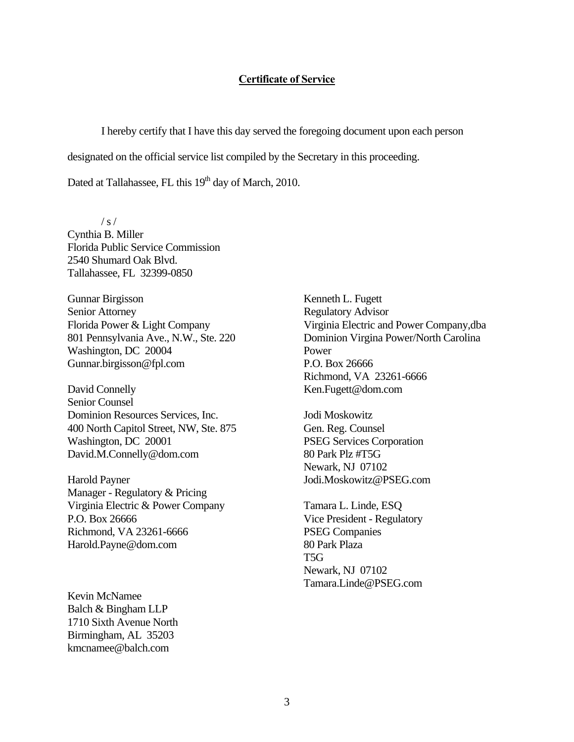## Certificate of Service

I hereby certify that I have this day served the foregoing document upon each person designated on the official service list compiled by the Secretary in this proceeding.

Dated at Tallahassee, FL this 19th day of March, 2010.

/ s /
Cynthia B. Miller
Florida Public Service Commission
2540 Shumard Oak Blvd.
Tallahassee, FL 32399-0850

Gunnar Birgisson
Senior Attorney
Florida Power & Light Company
801 Pennsylvania Ave., N.W., Ste. 220
Washington, DC 20004
Gunnar.birgisson@fpl.com

David Connelly
Senior Counsel
Dominion Resources Services, Inc.
400 North Capitol Street, NW, Ste. 875
Washington, DC 20001
David.M.Connelly@dom.com

Harold Payner
Manager - Regulatory & Pricing
Virginia Electric & Power Company
P.O. Box 26666
Richmond, VA 23261-6666
Harold.Payne@dom.com

Kevin McNamee
Balch & Bingham LLP
1710 Sixth Avenue North
Birmingham, AL 35203
kmcnamee@balch.com

Kenneth L. Fugett
Regulatory Advisor
Virginia Electric and Power Company,dba Dominion Virgina Power/North Carolina Power
P.O. Box 26666
Richmond, VA 23261-6666
Ken.Fugett@dom.com

Jodi Moskowitz
Gen. Reg. Counsel
PSEG Services Corporation
80 Park Plz #T5G
Newark, NJ 07102
Jodi.Moskowitz@PSEG.com

Tamara L. Linde, ESQ
Vice President - Regulatory
PSEG Companies
80 Park Plaza
T5G
Newark, NJ 07102
Tamara.Linde@PSEG.com